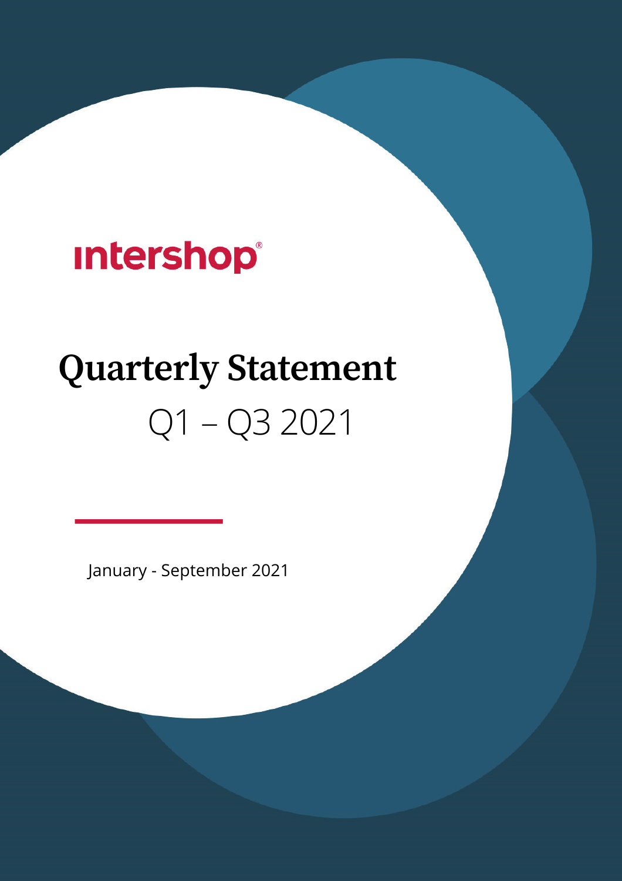intershop®

# Quarterly Statement

Q1 – Q3 2021

January - September 2021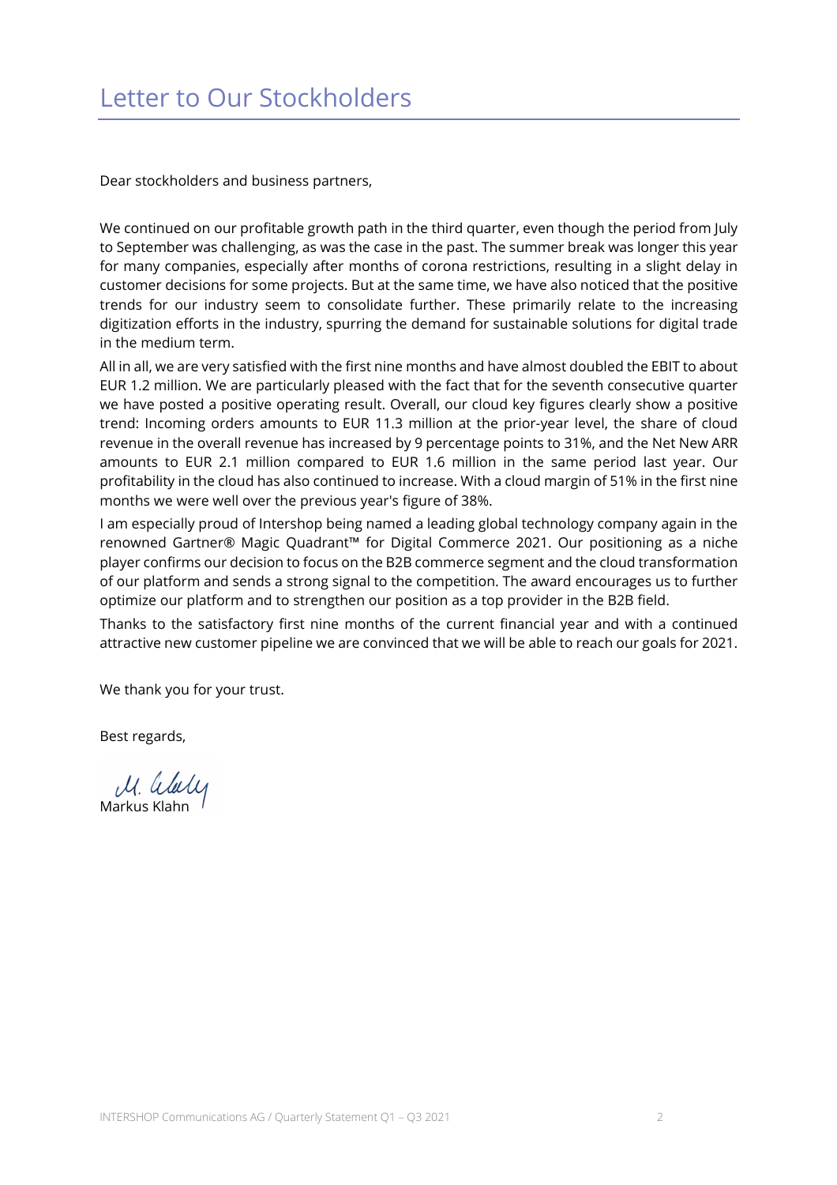# Letter to Our Stockholders

Dear stockholders and business partners,

We continued on our profitable growth path in the third quarter, even though the period from July to September was challenging, as was the case in the past. The summer break was longer this year for many companies, especially after months of corona restrictions, resulting in a slight delay in customer decisions for some projects. But at the same time, we have also noticed that the positive trends for our industry seem to consolidate further. These primarily relate to the increasing digitization efforts in the industry, spurring the demand for sustainable solutions for digital trade in the medium term.

All in all, we are very satisfied with the first nine months and have almost doubled the EBIT to about EUR 1.2 million. We are particularly pleased with the fact that for the seventh consecutive quarter we have posted a positive operating result. Overall, our cloud key figures clearly show a positive trend: Incoming orders amounts to EUR 11.3 million at the prior-year level, the share of cloud revenue in the overall revenue has increased by 9 percentage points to 31%, and the Net New ARR amounts to EUR 2.1 million compared to EUR 1.6 million in the same period last year. Our profitability in the cloud has also continued to increase. With a cloud margin of 51% in the first nine months we were well over the previous year's figure of 38%.

I am especially proud of Intershop being named a leading global technology company again in the renowned Gartner® Magic Quadrant™ for Digital Commerce 2021. Our positioning as a niche player confirms our decision to focus on the B2B commerce segment and the cloud transformation of our platform and sends a strong signal to the competition. The award encourages us to further optimize our platform and to strengthen our position as a top provider in the B2B field.

Thanks to the satisfactory first nine months of the current financial year and with a continued attractive new customer pipeline we are convinced that we will be able to reach our goals for 2021.

We thank you for your trust.

Best regards,

Markus Klahn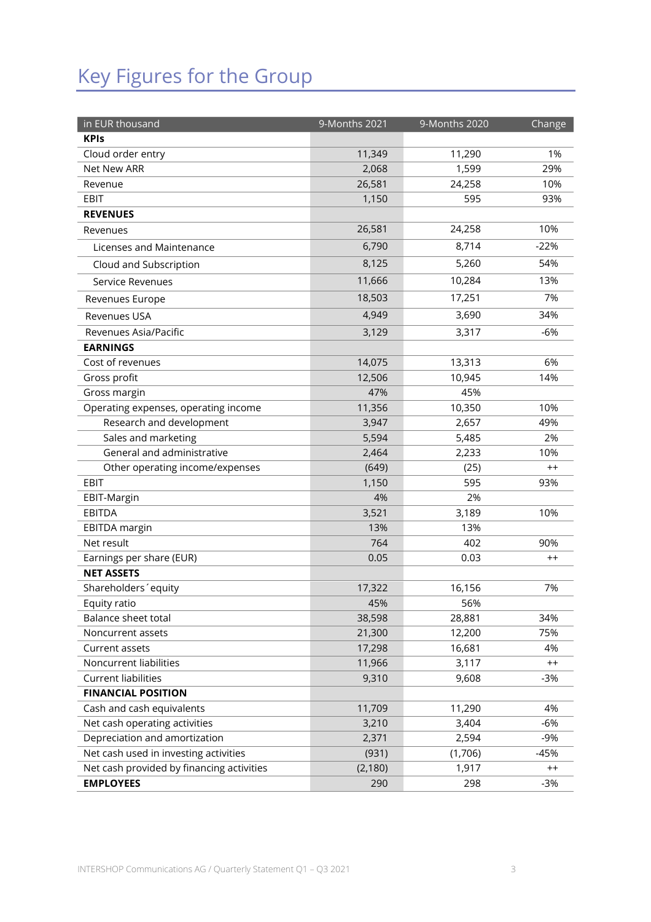# Key Figures for the Group

| in EUR thousand | 9-Months 2021 | 9-Months 2020 | Change |
|---|---|---|---|
| **KPIs** | | | |
| Cloud order entry | 11,349 | 11,290 | 1% |
| Net New ARR | 2,068 | 1,599 | 29% |
| Revenue | 26,581 | 24,258 | 10% |
| EBIT | 1,150 | 595 | 93% |
| **REVENUES** | | | |
| Revenues | 26,581 | 24,258 | 10% |
| Licenses and Maintenance | 6,790 | 8,714 | -22% |
| Cloud and Subscription | 8,125 | 5,260 | 54% |
| Service Revenues | 11,666 | 10,284 | 13% |
| Revenues Europe | 18,503 | 17,251 | 7% |
| Revenues USA | 4,949 | 3,690 | 34% |
| Revenues Asia/Pacific | 3,129 | 3,317 | -6% |
| **EARNINGS** | | | |
| Cost of revenues | 14,075 | 13,313 | 6% |
| Gross profit | 12,506 | 10,945 | 14% |
| Gross margin | 47% | 45% | |
| Operating expenses, operating income | 11,356 | 10,350 | 10% |
| Research and development | 3,947 | 2,657 | 49% |
| Sales and marketing | 5,594 | 5,485 | 2% |
| General and administrative | 2,464 | 2,233 | 10% |
| Other operating income/expenses | (649) | (25) | ++ |
| EBIT | 1,150 | 595 | 93% |
| EBIT-Margin | 4% | 2% | |
| EBITDA | 3,521 | 3,189 | 10% |
| EBITDA margin | 13% | 13% | |
| Net result | 764 | 402 | 90% |
| Earnings per share (EUR) | 0.05 | 0.03 | ++ |
| **NET ASSETS** | | | |
| Shareholders´equity | 17,322 | 16,156 | 7% |
| Equity ratio | 45% | 56% | |
| Balance sheet total | 38,598 | 28,881 | 34% |
| Noncurrent assets | 21,300 | 12,200 | 75% |
| Current assets | 17,298 | 16,681 | 4% |
| Noncurrent liabilities | 11,966 | 3,117 | ++ |
| Current liabilities | 9,310 | 9,608 | -3% |
| **FINANCIAL POSITION** | | | |
| Cash and cash equivalents | 11,709 | 11,290 | 4% |
| Net cash operating activities | 3,210 | 3,404 | -6% |
| Depreciation and amortization | 2,371 | 2,594 | -9% |
| Net cash used in investing activities | (931) | (1,706) | -45% |
| Net cash provided by financing activities | (2,180) | 1,917 | ++ |
| **EMPLOYEES** | 290 | 298 | -3% |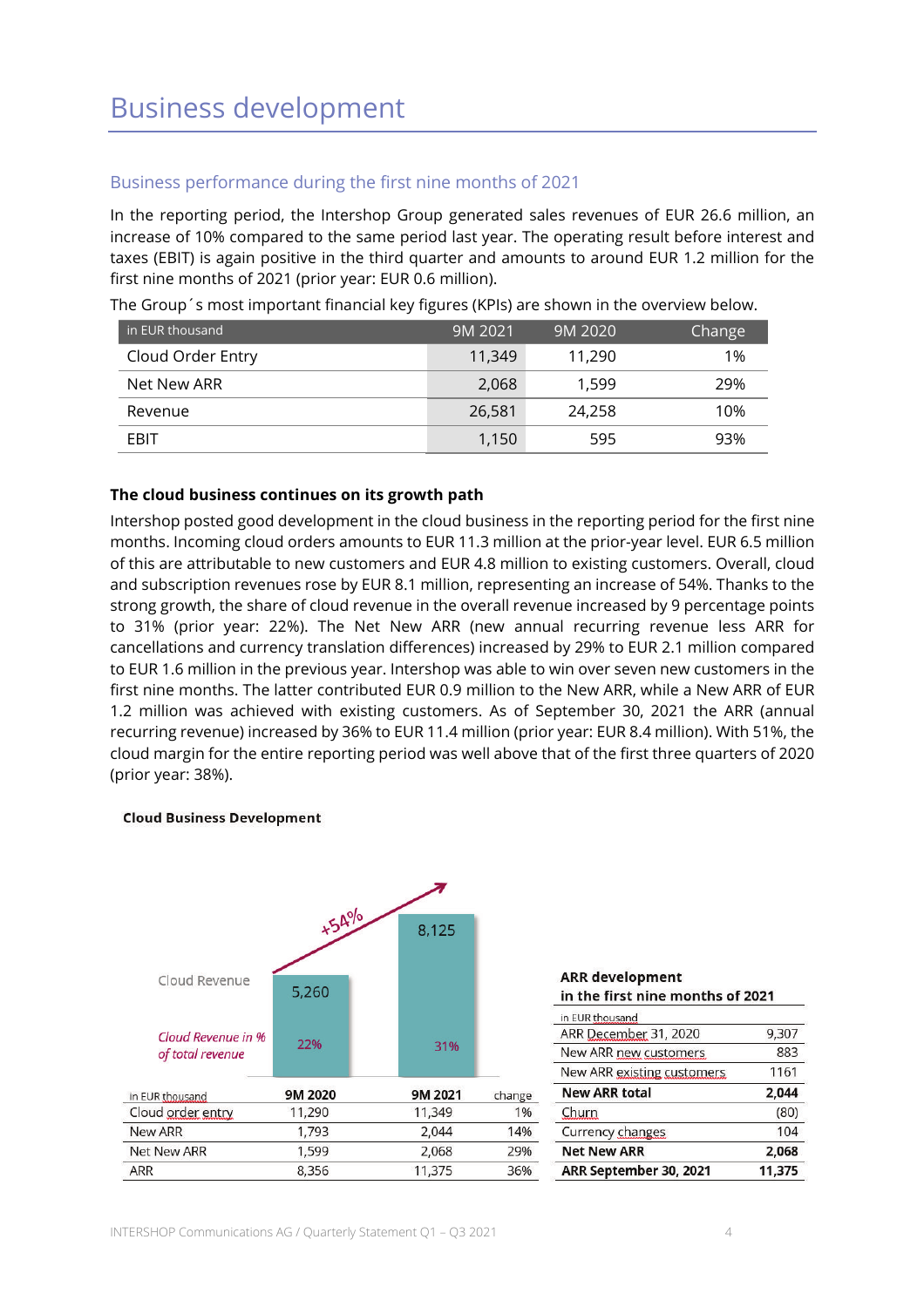# Business development

## Business performance during the first nine months of 2021

In the reporting period, the Intershop Group generated sales revenues of EUR 26.6 million, an increase of 10% compared to the same period last year. The operating result before interest and taxes (EBIT) is again positive in the third quarter and amounts to around EUR 1.2 million for the first nine months of 2021 (prior year: EUR 0.6 million).

The Group´s most important financial key figures (KPIs) are shown in the overview below.

| in EUR thousand | 9M 2021 | 9M 2020 | Change |
|---|---|---|---|
| Cloud Order Entry | 11,349 | 11,290 | 1% |
| Net New ARR | 2,068 | 1,599 | 29% |
| Revenue | 26,581 | 24,258 | 10% |
| EBIT | 1,150 | 595 | 93% |

**The cloud business continues on its growth path**

Intershop posted good development in the cloud business in the reporting period for the first nine months. Incoming cloud orders amounts to EUR 11.3 million at the prior-year level. EUR 6.5 million of this are attributable to new customers and EUR 4.8 million to existing customers. Overall, cloud and subscription revenues rose by EUR 8.1 million, representing an increase of 54%. Thanks to the strong growth, the share of cloud revenue in the overall revenue increased by 9 percentage points to 31% (prior year: 22%). The Net New ARR (new annual recurring revenue less ARR for cancellations and currency translation differences) increased by 29% to EUR 2.1 million compared to EUR 1.6 million in the previous year. Intershop was able to win over seven new customers in the first nine months. The latter contributed EUR 0.9 million to the New ARR, while a New ARR of EUR 1.2 million was achieved with existing customers. As of September 30, 2021 the ARR (annual recurring revenue) increased by 36% to EUR 11.4 million (prior year: EUR 8.4 million). With 51%, the cloud margin for the entire reporting period was well above that of the first three quarters of 2020 (prior year: 38%).

**Cloud Business Development**

| | 9M 2020 | 9M 2021 |
|---|---|---|
| Cloud Revenue | 5,260 | 8,125 (+54%) |
| *Cloud Revenue in % of total revenue* | 22% | 31% |

| in EUR thousand | 9M 2020 | 9M 2021 | change |
|---|---|---|---|
| Cloud order entry | 11,290 | 11,349 | 1% |
| New ARR | 1,793 | 2,044 | 14% |
| Net New ARR | 1,599 | 2,068 | 29% |
| ARR | 8,356 | 11,375 | 36% |

**ARR development in the first nine months of 2021**

| in EUR thousand | |
|---|---|
| ARR December 31, 2020 | 9,307 |
| New ARR new customers | 883 |
| New ARR existing customers | 1161 |
| **New ARR total** | **2,044** |
| Churn | (80) |
| Currency changes | 104 |
| **Net New ARR** | **2,068** |
| **ARR September 30, 2021** | **11,375** |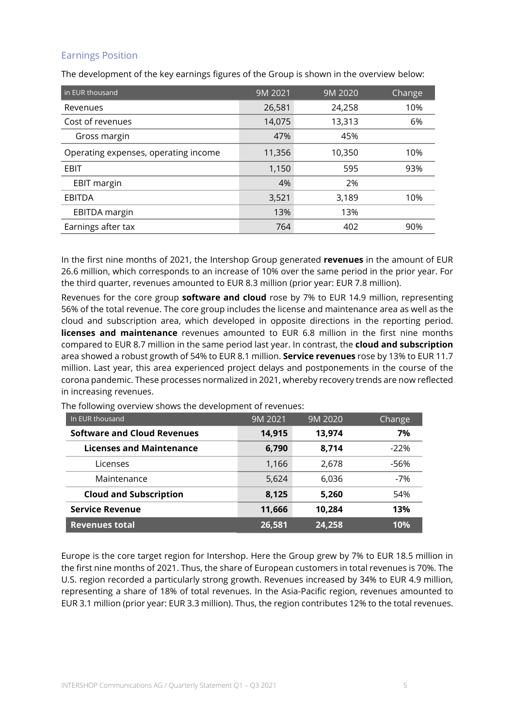## Earnings Position

The development of the key earnings figures of the Group is shown in the overview below:

| in EUR thousand | 9M 2021 | 9M 2020 | Change |
|---|---|---|---|
| Revenues | 26,581 | 24,258 | 10% |
| Cost of revenues | 14,075 | 13,313 | 6% |
| Gross margin | 47% | 45% | |
| Operating expenses, operating income | 11,356 | 10,350 | 10% |
| EBIT | 1,150 | 595 | 93% |
| EBIT margin | 4% | 2% | |
| EBITDA | 3,521 | 3,189 | 10% |
| EBITDA margin | 13% | 13% | |
| Earnings after tax | 764 | 402 | 90% |

In the first nine months of 2021, the Intershop Group generated **revenues** in the amount of EUR 26.6 million, which corresponds to an increase of 10% over the same period in the prior year. For the third quarter, revenues amounted to EUR 8.3 million (prior year: EUR 7.8 million).

Revenues for the core group **software and cloud** rose by 7% to EUR 14.9 million, representing 56% of the total revenue. The core group includes the license and maintenance area as well as the cloud and subscription area, which developed in opposite directions in the reporting period. **licenses and maintenance** revenues amounted to EUR 6.8 million in the first nine months compared to EUR 8.7 million in the same period last year. In contrast, the **cloud and subscription** area showed a robust growth of 54% to EUR 8.1 million. **Service revenues** rose by 13% to EUR 11.7 million. Last year, this area experienced project delays and postponements in the course of the corona pandemic. These processes normalized in 2021, whereby recovery trends are now reflected in increasing revenues.

The following overview shows the development of revenues:

| In EUR thousand | 9M 2021 | 9M 2020 | Change |
|---|---|---|---|
| **Software and Cloud Revenues** | **14,915** | **13,974** | **7%** |
| **Licenses and Maintenance** | **6,790** | **8,714** | -22% |
| Licenses | 1,166 | 2,678 | -56% |
| Maintenance | 5,624 | 6,036 | -7% |
| **Cloud and Subscription** | **8,125** | **5,260** | 54% |
| **Service Revenue** | **11,666** | **10,284** | **13%** |
| **Revenues total** | **26,581** | **24,258** | **10%** |

Europe is the core target region for Intershop. Here the Group grew by 7% to EUR 18.5 million in the first nine months of 2021. Thus, the share of European customers in total revenues is 70%. The U.S. region recorded a particularly strong growth. Revenues increased by 34% to EUR 4.9 million, representing a share of 18% of total revenues. In the Asia-Pacific region, revenues amounted to EUR 3.1 million (prior year: EUR 3.3 million). Thus, the region contributes 12% to the total revenues.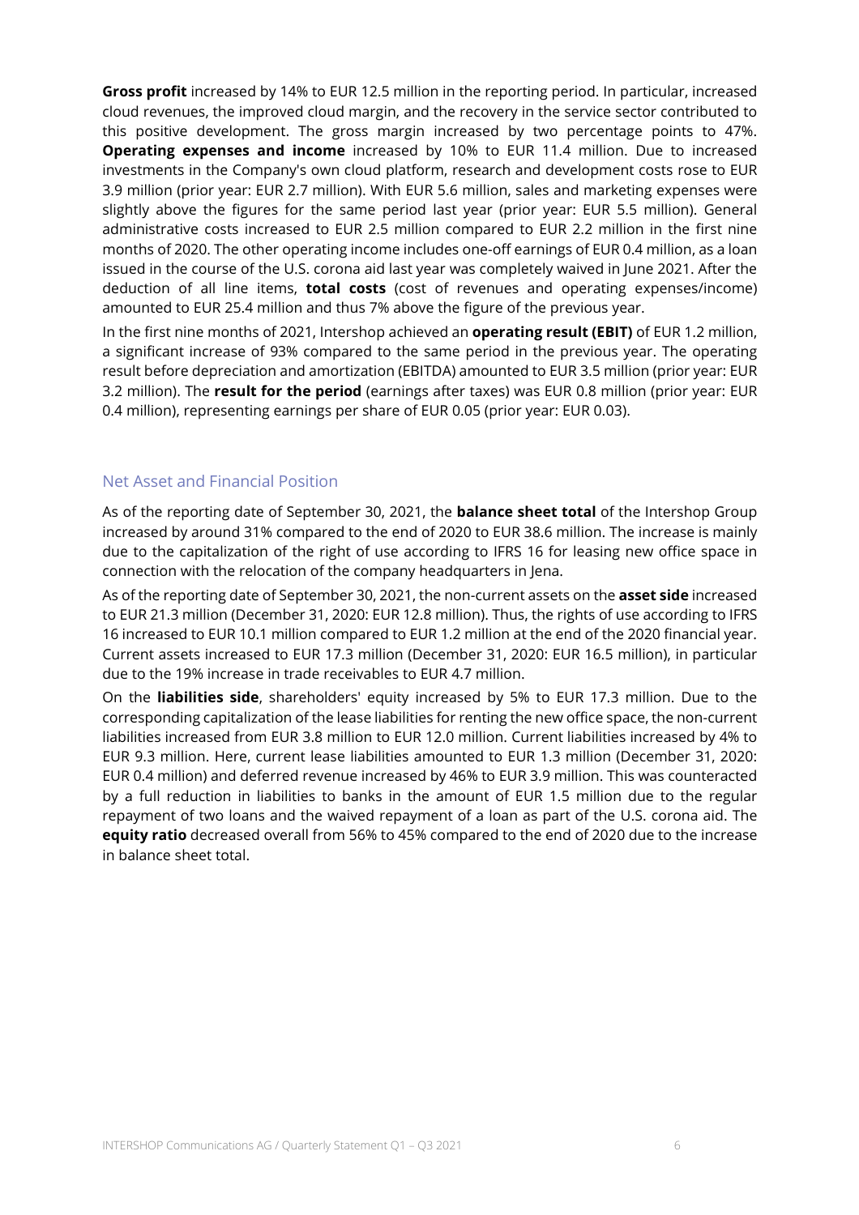**Gross profit** increased by 14% to EUR 12.5 million in the reporting period. In particular, increased cloud revenues, the improved cloud margin, and the recovery in the service sector contributed to this positive development. The gross margin increased by two percentage points to 47%. **Operating expenses and income** increased by 10% to EUR 11.4 million. Due to increased investments in the Company's own cloud platform, research and development costs rose to EUR 3.9 million (prior year: EUR 2.7 million). With EUR 5.6 million, sales and marketing expenses were slightly above the figures for the same period last year (prior year: EUR 5.5 million). General administrative costs increased to EUR 2.5 million compared to EUR 2.2 million in the first nine months of 2020. The other operating income includes one-off earnings of EUR 0.4 million, as a loan issued in the course of the U.S. corona aid last year was completely waived in June 2021. After the deduction of all line items, **total costs** (cost of revenues and operating expenses/income) amounted to EUR 25.4 million and thus 7% above the figure of the previous year.

In the first nine months of 2021, Intershop achieved an **operating result (EBIT)** of EUR 1.2 million, a significant increase of 93% compared to the same period in the previous year. The operating result before depreciation and amortization (EBITDA) amounted to EUR 3.5 million (prior year: EUR 3.2 million). The **result for the period** (earnings after taxes) was EUR 0.8 million (prior year: EUR 0.4 million), representing earnings per share of EUR 0.05 (prior year: EUR 0.03).

## Net Asset and Financial Position

As of the reporting date of September 30, 2021, the **balance sheet total** of the Intershop Group increased by around 31% compared to the end of 2020 to EUR 38.6 million. The increase is mainly due to the capitalization of the right of use according to IFRS 16 for leasing new office space in connection with the relocation of the company headquarters in Jena.

As of the reporting date of September 30, 2021, the non-current assets on the **asset side** increased to EUR 21.3 million (December 31, 2020: EUR 12.8 million). Thus, the rights of use according to IFRS 16 increased to EUR 10.1 million compared to EUR 1.2 million at the end of the 2020 financial year. Current assets increased to EUR 17.3 million (December 31, 2020: EUR 16.5 million), in particular due to the 19% increase in trade receivables to EUR 4.7 million.

On the **liabilities side**, shareholders' equity increased by 5% to EUR 17.3 million. Due to the corresponding capitalization of the lease liabilities for renting the new office space, the non-current liabilities increased from EUR 3.8 million to EUR 12.0 million. Current liabilities increased by 4% to EUR 9.3 million. Here, current lease liabilities amounted to EUR 1.3 million (December 31, 2020: EUR 0.4 million) and deferred revenue increased by 46% to EUR 3.9 million. This was counteracted by a full reduction in liabilities to banks in the amount of EUR 1.5 million due to the regular repayment of two loans and the waived repayment of a loan as part of the U.S. corona aid. The **equity ratio** decreased overall from 56% to 45% compared to the end of 2020 due to the increase in balance sheet total.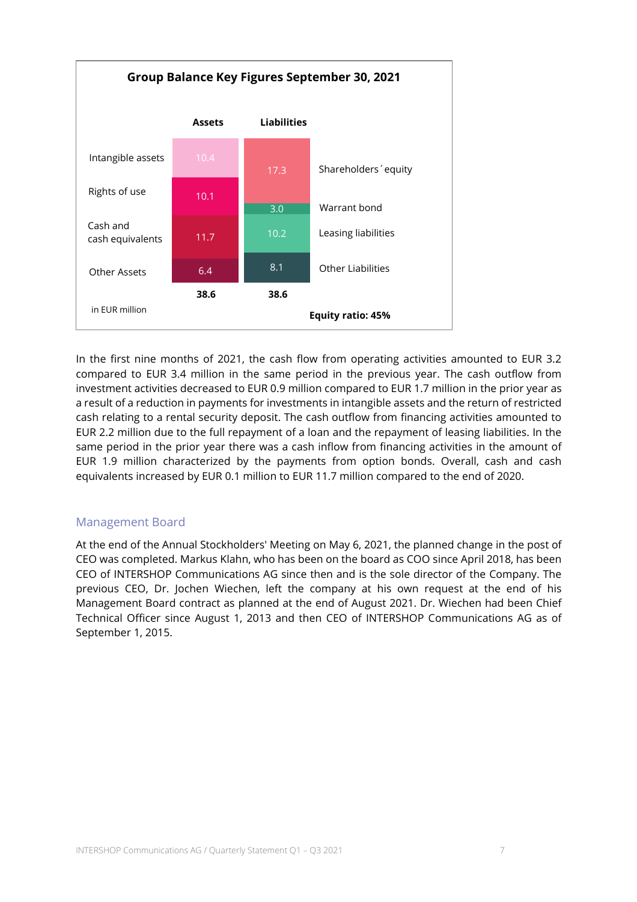**Group Balance Key Figures September 30, 2021**

| Assets | | Liabilities | |
|---|---|---|---|
| Intangible assets | 10.4 | 17.3 | Shareholders´ equity |
| Rights of use | 10.1 | 3.0 | Warrant bond |
| Cash and cash equivalents | 11.7 | 10.2 | Leasing liabilities |
| Other Assets | 6.4 | 8.1 | Other Liabilities |
| | **38.6** | **38.6** | |

in EUR million

**Equity ratio: 45%**

In the first nine months of 2021, the cash flow from operating activities amounted to EUR 3.2 compared to EUR 3.4 million in the same period in the previous year. The cash outflow from investment activities decreased to EUR 0.9 million compared to EUR 1.7 million in the prior year as a result of a reduction in payments for investments in intangible assets and the return of restricted cash relating to a rental security deposit. The cash outflow from financing activities amounted to EUR 2.2 million due to the full repayment of a loan and the repayment of leasing liabilities. In the same period in the prior year there was a cash inflow from financing activities in the amount of EUR 1.9 million characterized by the payments from option bonds. Overall, cash and cash equivalents increased by EUR 0.1 million to EUR 11.7 million compared to the end of 2020.

## Management Board

At the end of the Annual Stockholders' Meeting on May 6, 2021, the planned change in the post of CEO was completed. Markus Klahn, who has been on the board as COO since April 2018, has been CEO of INTERSHOP Communications AG since then and is the sole director of the Company. The previous CEO, Dr. Jochen Wiechen, left the company at his own request at the end of his Management Board contract as planned at the end of August 2021. Dr. Wiechen had been Chief Technical Officer since August 1, 2013 and then CEO of INTERSHOP Communications AG as of September 1, 2015.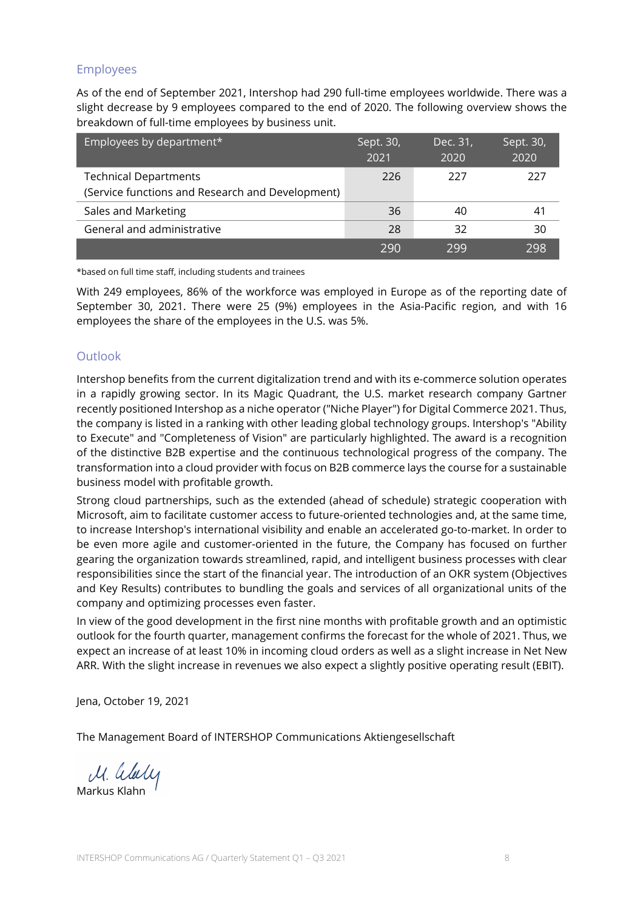## Employees

As of the end of September 2021, Intershop had 290 full-time employees worldwide. There was a slight decrease by 9 employees compared to the end of 2020. The following overview shows the breakdown of full-time employees by business unit.

| Employees by department* | Sept. 30, 2021 | Dec. 31, 2020 | Sept. 30, 2020 |
|---|---|---|---|
| Technical Departments (Service functions and Research and Development) | 226 | 227 | 227 |
| Sales and Marketing | 36 | 40 | 41 |
| General and administrative | 28 | 32 | 30 |
| | 290 | 299 | 298 |

*based on full time staff, including students and trainees

With 249 employees, 86% of the workforce was employed in Europe as of the reporting date of September 30, 2021. There were 25 (9%) employees in the Asia-Pacific region, and with 16 employees the share of the employees in the U.S. was 5%.

## Outlook

Intershop benefits from the current digitalization trend and with its e-commerce solution operates in a rapidly growing sector. In its Magic Quadrant, the U.S. market research company Gartner recently positioned Intershop as a niche operator ("Niche Player") for Digital Commerce 2021. Thus, the company is listed in a ranking with other leading global technology groups. Intershop's "Ability to Execute" and "Completeness of Vision" are particularly highlighted. The award is a recognition of the distinctive B2B expertise and the continuous technological progress of the company. The transformation into a cloud provider with focus on B2B commerce lays the course for a sustainable business model with profitable growth.

Strong cloud partnerships, such as the extended (ahead of schedule) strategic cooperation with Microsoft, aim to facilitate customer access to future-oriented technologies and, at the same time, to increase Intershop's international visibility and enable an accelerated go-to-market. In order to be even more agile and customer-oriented in the future, the Company has focused on further gearing the organization towards streamlined, rapid, and intelligent business processes with clear responsibilities since the start of the financial year. The introduction of an OKR system (Objectives and Key Results) contributes to bundling the goals and services of all organizational units of the company and optimizing processes even faster.

In view of the good development in the first nine months with profitable growth and an optimistic outlook for the fourth quarter, management confirms the forecast for the whole of 2021. Thus, we expect an increase of at least 10% in incoming cloud orders as well as a slight increase in Net New ARR. With the slight increase in revenues we also expect a slightly positive operating result (EBIT).

Jena, October 19, 2021

The Management Board of INTERSHOP Communications Aktiengesellschaft

Markus Klahn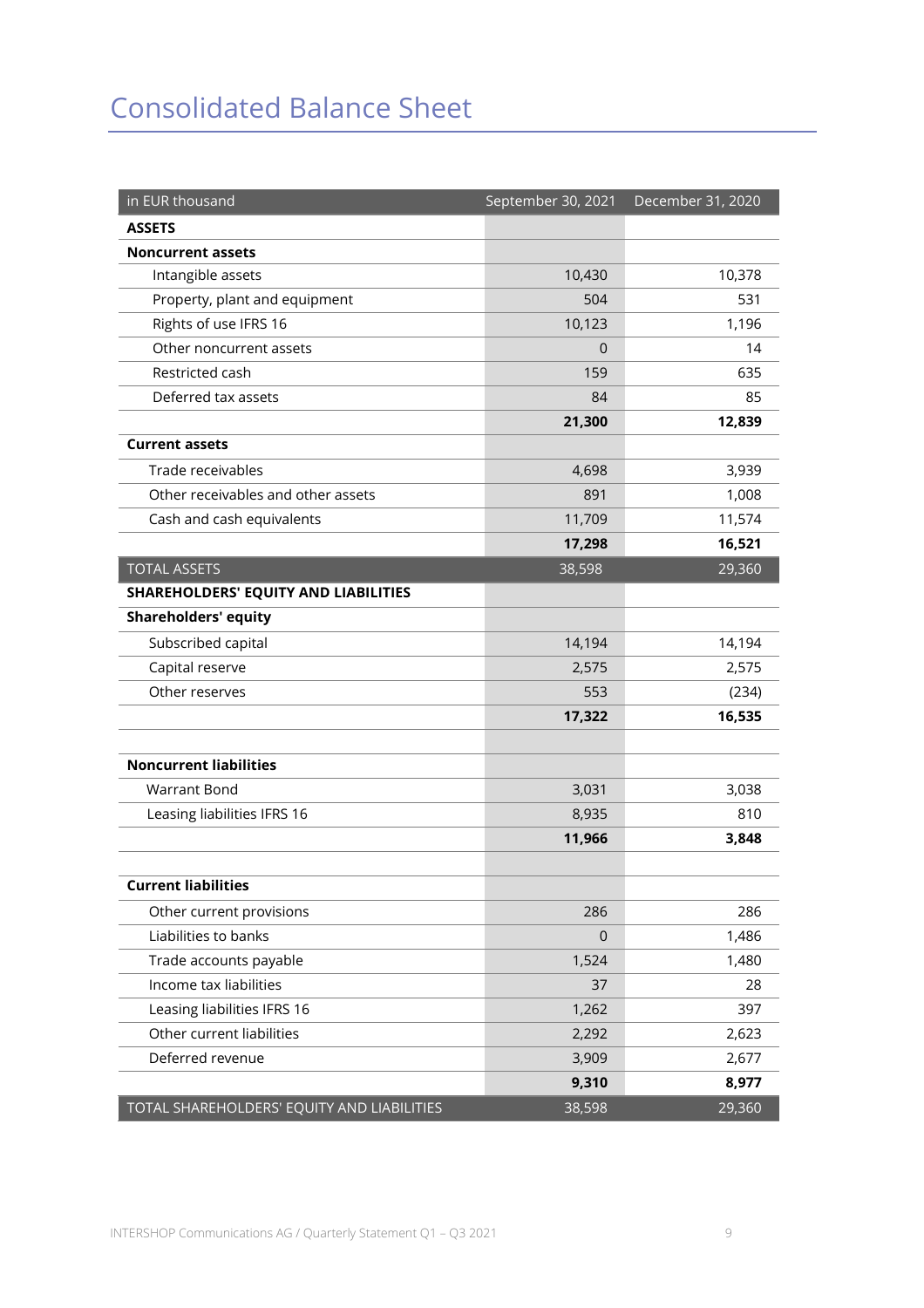# Consolidated Balance Sheet

| in EUR thousand | September 30, 2021 | December 31, 2020 |
|---|---|---|
| **ASSETS** | | |
| **Noncurrent assets** | | |
| Intangible assets | 10,430 | 10,378 |
| Property, plant and equipment | 504 | 531 |
| Rights of use IFRS 16 | 10,123 | 1,196 |
| Other noncurrent assets | 0 | 14 |
| Restricted cash | 159 | 635 |
| Deferred tax assets | 84 | 85 |
| | **21,300** | **12,839** |
| **Current assets** | | |
| Trade receivables | 4,698 | 3,939 |
| Other receivables and other assets | 891 | 1,008 |
| Cash and cash equivalents | 11,709 | 11,574 |
| | **17,298** | **16,521** |
| TOTAL ASSETS | 38,598 | 29,360 |
| **SHAREHOLDERS' EQUITY AND LIABILITIES** | | |
| **Shareholders' equity** | | |
| Subscribed capital | 14,194 | 14,194 |
| Capital reserve | 2,575 | 2,575 |
| Other reserves | 553 | (234) |
| | **17,322** | **16,535** |
| | | |
| **Noncurrent liabilities** | | |
| Warrant Bond | 3,031 | 3,038 |
| Leasing liabilities IFRS 16 | 8,935 | 810 |
| | **11,966** | **3,848** |
| | | |
| **Current liabilities** | | |
| Other current provisions | 286 | 286 |
| Liabilities to banks | 0 | 1,486 |
| Trade accounts payable | 1,524 | 1,480 |
| Income tax liabilities | 37 | 28 |
| Leasing liabilities IFRS 16 | 1,262 | 397 |
| Other current liabilities | 2,292 | 2,623 |
| Deferred revenue | 3,909 | 2,677 |
| | **9,310** | **8,977** |
| TOTAL SHAREHOLDERS' EQUITY AND LIABILITIES | 38,598 | 29,360 |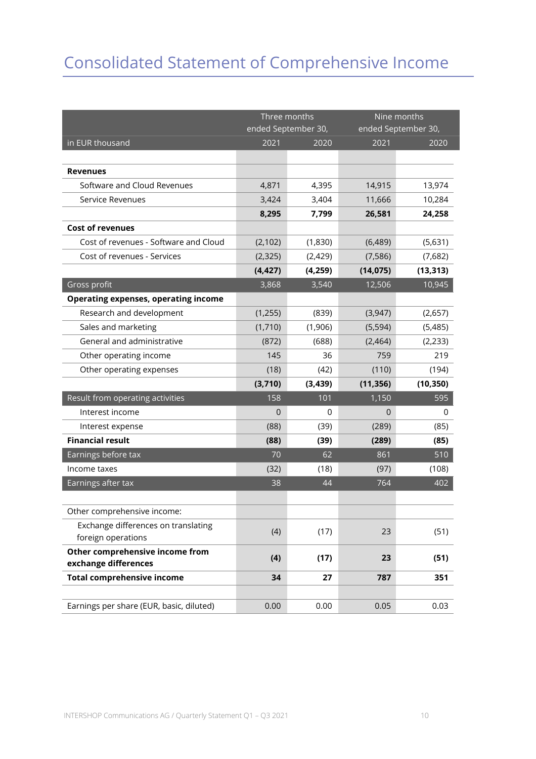# Consolidated Statement of Comprehensive Income

| in EUR thousand | Three months ended September 30, 2021 | Three months ended September 30, 2020 | Nine months ended September 30, 2021 | Nine months ended September 30, 2020 |
|---|---|---|---|---|
| **Revenues** | | | | |
| Software and Cloud Revenues | 4,871 | 4,395 | 14,915 | 13,974 |
| Service Revenues | 3,424 | 3,404 | 11,666 | 10,284 |
| | **8,295** | **7,799** | **26,581** | **24,258** |
| **Cost of revenues** | | | | |
| Cost of revenues - Software and Cloud | (2,102) | (1,830) | (6,489) | (5,631) |
| Cost of revenues - Services | (2,325) | (2,429) | (7,586) | (7,682) |
| | **(4,427)** | **(4,259)** | **(14,075)** | **(13,313)** |
| Gross profit | 3,868 | 3,540 | 12,506 | 10,945 |
| **Operating expenses, operating income** | | | | |
| Research and development | (1,255) | (839) | (3,947) | (2,657) |
| Sales and marketing | (1,710) | (1,906) | (5,594) | (5,485) |
| General and administrative | (872) | (688) | (2,464) | (2,233) |
| Other operating income | 145 | 36 | 759 | 219 |
| Other operating expenses | (18) | (42) | (110) | (194) |
| | **(3,710)** | **(3,439)** | **(11,356)** | **(10,350)** |
| Result from operating activities | 158 | 101 | 1,150 | 595 |
| Interest income | 0 | 0 | 0 | 0 |
| Interest expense | (88) | (39) | (289) | (85) |
| **Financial result** | **(88)** | **(39)** | **(289)** | **(85)** |
| Earnings before tax | 70 | 62 | 861 | 510 |
| Income taxes | (32) | (18) | (97) | (108) |
| Earnings after tax | 38 | 44 | 764 | 402 |
| | | | | |
| Other comprehensive income: | | | | |
| Exchange differences on translating foreign operations | (4) | (17) | 23 | (51) |
| **Other comprehensive income from exchange differences** | **(4)** | **(17)** | **23** | **(51)** |
| **Total comprehensive income** | **34** | **27** | **787** | **351** |
| | | | | |
| Earnings per share (EUR, basic, diluted) | 0.00 | 0.00 | 0.05 | 0.03 |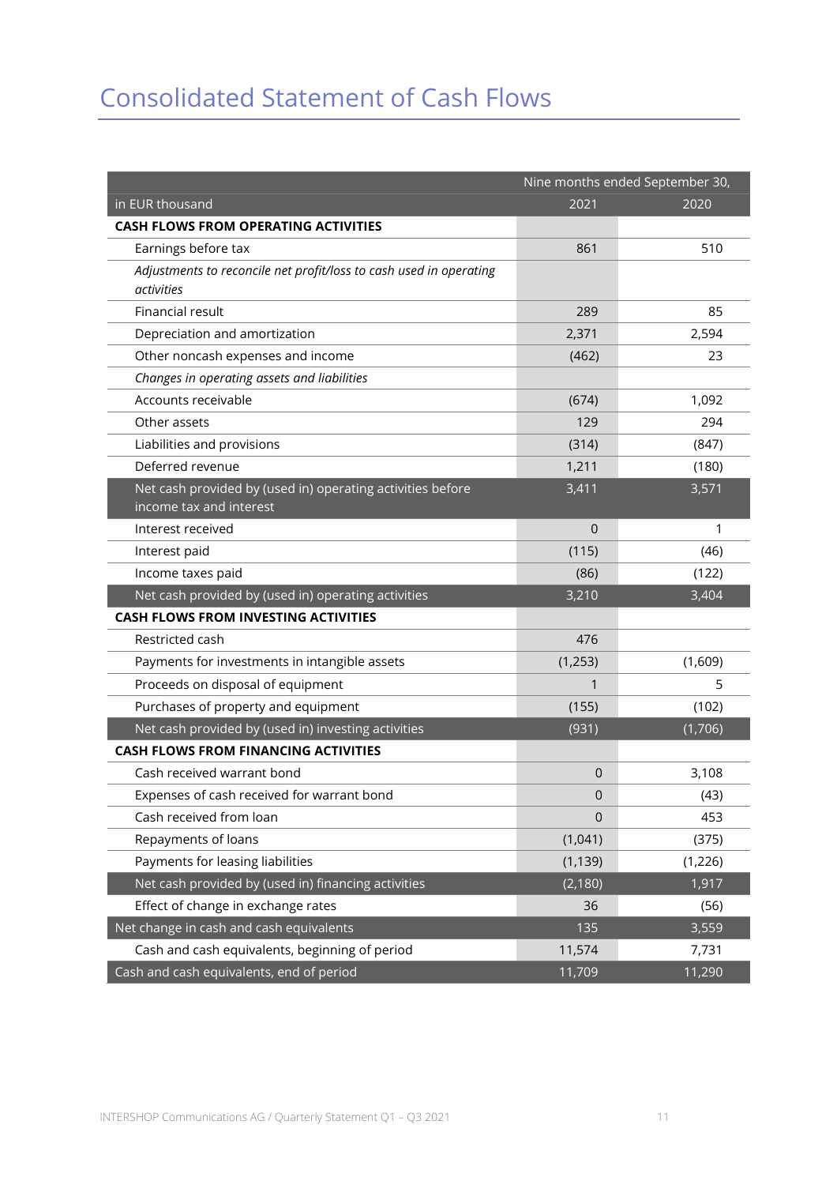# Consolidated Statement of Cash Flows

| | Nine months ended September 30, | |
|---|---|---|
| in EUR thousand | 2021 | 2020 |
| **CASH FLOWS FROM OPERATING ACTIVITIES** | | |
| Earnings before tax | 861 | 510 |
| *Adjustments to reconcile net profit/loss to cash used in operating activities* | | |
| Financial result | 289 | 85 |
| Depreciation and amortization | 2,371 | 2,594 |
| Other noncash expenses and income | (462) | 23 |
| *Changes in operating assets and liabilities* | | |
| Accounts receivable | (674) | 1,092 |
| Other assets | 129 | 294 |
| Liabilities and provisions | (314) | (847) |
| Deferred revenue | 1,211 | (180) |
| Net cash provided by (used in) operating activities before income tax and interest | 3,411 | 3,571 |
| Interest received | 0 | 1 |
| Interest paid | (115) | (46) |
| Income taxes paid | (86) | (122) |
| Net cash provided by (used in) operating activities | 3,210 | 3,404 |
| **CASH FLOWS FROM INVESTING ACTIVITIES** | | |
| Restricted cash | 476 | |
| Payments for investments in intangible assets | (1,253) | (1,609) |
| Proceeds on disposal of equipment | 1 | 5 |
| Purchases of property and equipment | (155) | (102) |
| Net cash provided by (used in) investing activities | (931) | (1,706) |
| **CASH FLOWS FROM FINANCING ACTIVITIES** | | |
| Cash received warrant bond | 0 | 3,108 |
| Expenses of cash received for warrant bond | 0 | (43) |
| Cash received from loan | 0 | 453 |
| Repayments of loans | (1,041) | (375) |
| Payments for leasing liabilities | (1,139) | (1,226) |
| Net cash provided by (used in) financing activities | (2,180) | 1,917 |
| Effect of change in exchange rates | 36 | (56) |
| Net change in cash and cash equivalents | 135 | 3,559 |
| Cash and cash equivalents, beginning of period | 11,574 | 7,731 |
| Cash and cash equivalents, end of period | 11,709 | 11,290 |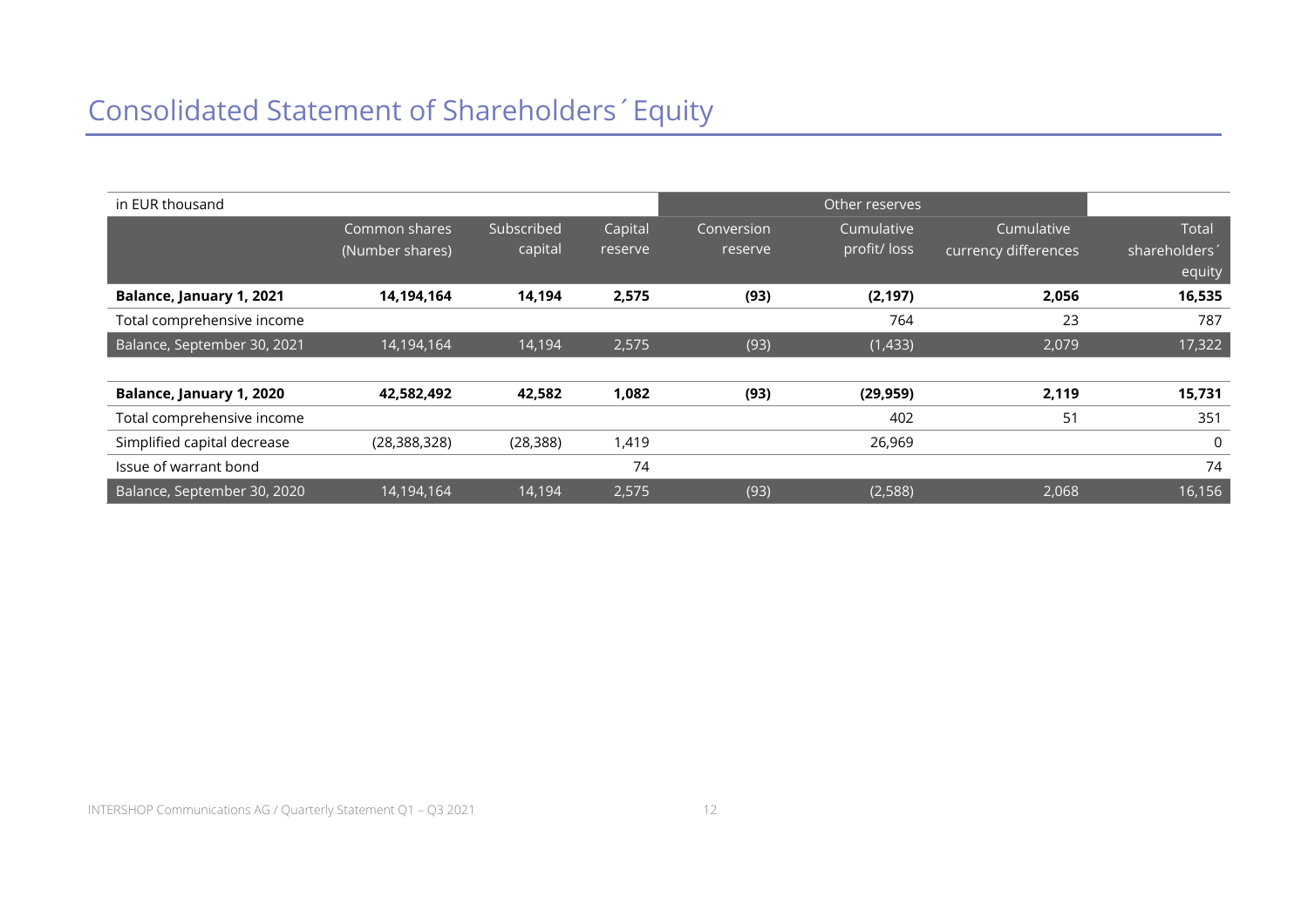# Consolidated Statement of Shareholders´ Equity

| in EUR thousand | | | | Other reserves | | | |
|---|---|---|---|---|---|---|---|
| | Common shares (Number shares) | Subscribed capital | Capital reserve | Conversion reserve | Cumulative profit/ loss | Cumulative currency differences | Total shareholders´ equity |
| **Balance, January 1, 2021** | **14,194,164** | **14,194** | **2,575** | **(93)** | **(2,197)** | **2,056** | **16,535** |
| Total comprehensive income | | | | | 764 | 23 | 787 |
| Balance, September 30, 2021 | 14,194,164 | 14,194 | 2,575 | (93) | (1,433) | 2,079 | 17,322 |
| | | | | | | | |
| **Balance, January 1, 2020** | **42,582,492** | **42,582** | **1,082** | **(93)** | **(29,959)** | **2,119** | **15,731** |
| Total comprehensive income | | | | | 402 | 51 | 351 |
| Simplified capital decrease | (28,388,328) | (28,388) | 1,419 | | 26,969 | | 0 |
| Issue of warrant bond | | | 74 | | | | 74 |
| Balance, September 30, 2020 | 14,194,164 | 14,194 | 2,575 | (93) | (2,588) | 2,068 | 16,156 |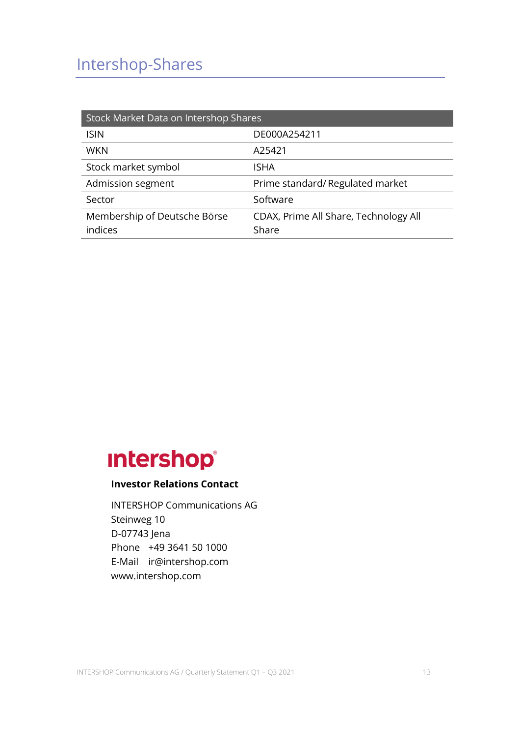# Intershop-Shares

| Stock Market Data on Intershop Shares | |
|---|---|
| ISIN | DE000A254211 |
| WKN | A25421 |
| Stock market symbol | ISHA |
| Admission segment | Prime standard/ Regulated market |
| Sector | Software |
| Membership of Deutsche Börse indices | CDAX, Prime All Share, Technology All Share |

intershop®

**Investor Relations Contact**

INTERSHOP Communications AG
Steinweg 10
D-07743 Jena
Phone +49 3641 50 1000
E-Mail ir@intershop.com
www.intershop.com